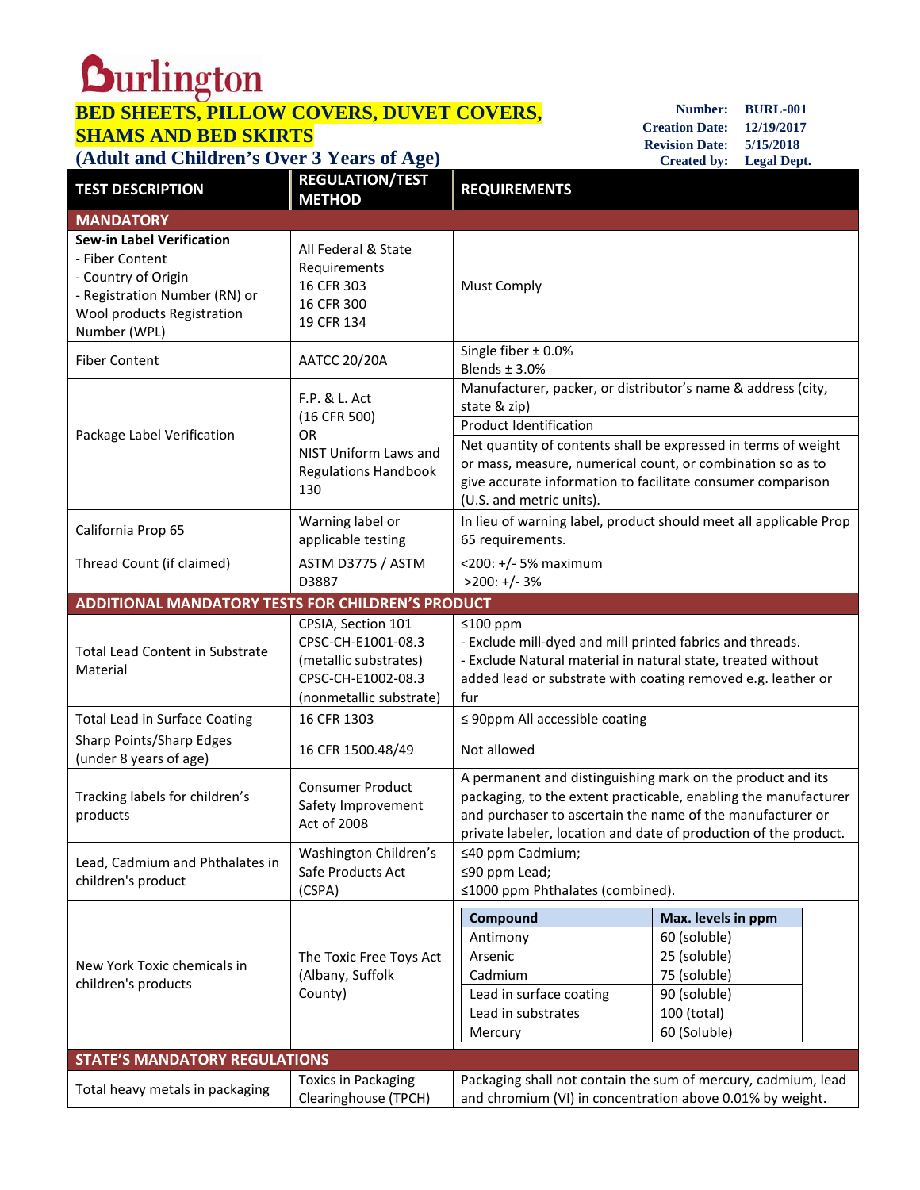# Burlington

## BED SHEETS, PILLOW COVERS, DUVET COVERS, SHAMS AND BED SKIRTS
## (Adult and Children's Over 3 Years of Age)

**Number:** BURL-001
**Creation Date:** 12/19/2017
**Revision Date:** 5/15/2018
**Created by:** Legal Dept.

| TEST DESCRIPTION | REGULATION/TEST METHOD | REQUIREMENTS |
|---|---|---|
| **MANDATORY** | | |
| **Sew-in Label Verification**<br>- Fiber Content<br>- Country of Origin<br>- Registration Number (RN) or Wool products Registration Number (WPL) | All Federal & State Requirements<br>16 CFR 303<br>16 CFR 300<br>19 CFR 134 | Must Comply |
| Fiber Content | AATCC 20/20A | Single fiber ± 0.0%<br>Blends ± 3.0% |
| Package Label Verification | F.P. & L. Act (16 CFR 500)<br>OR<br>NIST Uniform Laws and Regulations Handbook 130 | Manufacturer, packer, or distributor's name & address (city, state & zip)<br>Product Identification<br>Net quantity of contents shall be expressed in terms of weight or mass, measure, numerical count, or combination so as to give accurate information to facilitate consumer comparison (U.S. and metric units). |
| California Prop 65 | Warning label or applicable testing | In lieu of warning label, product should meet all applicable Prop 65 requirements. |
| Thread Count (if claimed) | ASTM D3775 / ASTM D3887 | <200: +/- 5% maximum<br>>200: +/- 3% |
| **ADDITIONAL MANDATORY TESTS FOR CHILDREN'S PRODUCT** | | |
| Total Lead Content in Substrate Material | CPSIA, Section 101<br>CPSC-CH-E1001-08.3 (metallic substrates)<br>CPSC-CH-E1002-08.3 (nonmetallic substrate) | ≤100 ppm<br>- Exclude mill-dyed and mill printed fabrics and threads.<br>- Exclude Natural material in natural state, treated without added lead or substrate with coating removed e.g. leather or fur |
| Total Lead in Surface Coating | 16 CFR 1303 | ≤ 90ppm All accessible coating |
| Sharp Points/Sharp Edges (under 8 years of age) | 16 CFR 1500.48/49 | Not allowed |
| Tracking labels for children's products | Consumer Product Safety Improvement Act of 2008 | A permanent and distinguishing mark on the product and its packaging, to the extent practicable, enabling the manufacturer and purchaser to ascertain the name of the manufacturer or private labeler, location and date of production of the product. |
| Lead, Cadmium and Phthalates in children's product | Washington Children's Safe Products Act (CSPA) | ≤40 ppm Cadmium;<br>≤90 ppm Lead;<br>≤1000 ppm Phthalates (combined). |
| New York Toxic chemicals in children's products | The Toxic Free Toys Act (Albany, Suffolk County) | **Compound** – **Max. levels in ppm**<br>Antimony – 60 (soluble)<br>Arsenic – 25 (soluble)<br>Cadmium – 75 (soluble)<br>Lead in surface coating – 90 (soluble)<br>Lead in substrates – 100 (total)<br>Mercury – 60 (Soluble) |
| **STATE'S MANDATORY REGULATIONS** | | |
| Total heavy metals in packaging | Toxics in Packaging Clearinghouse (TPCH) | Packaging shall not contain the sum of mercury, cadmium, lead and chromium (VI) in concentration above 0.01% by weight. |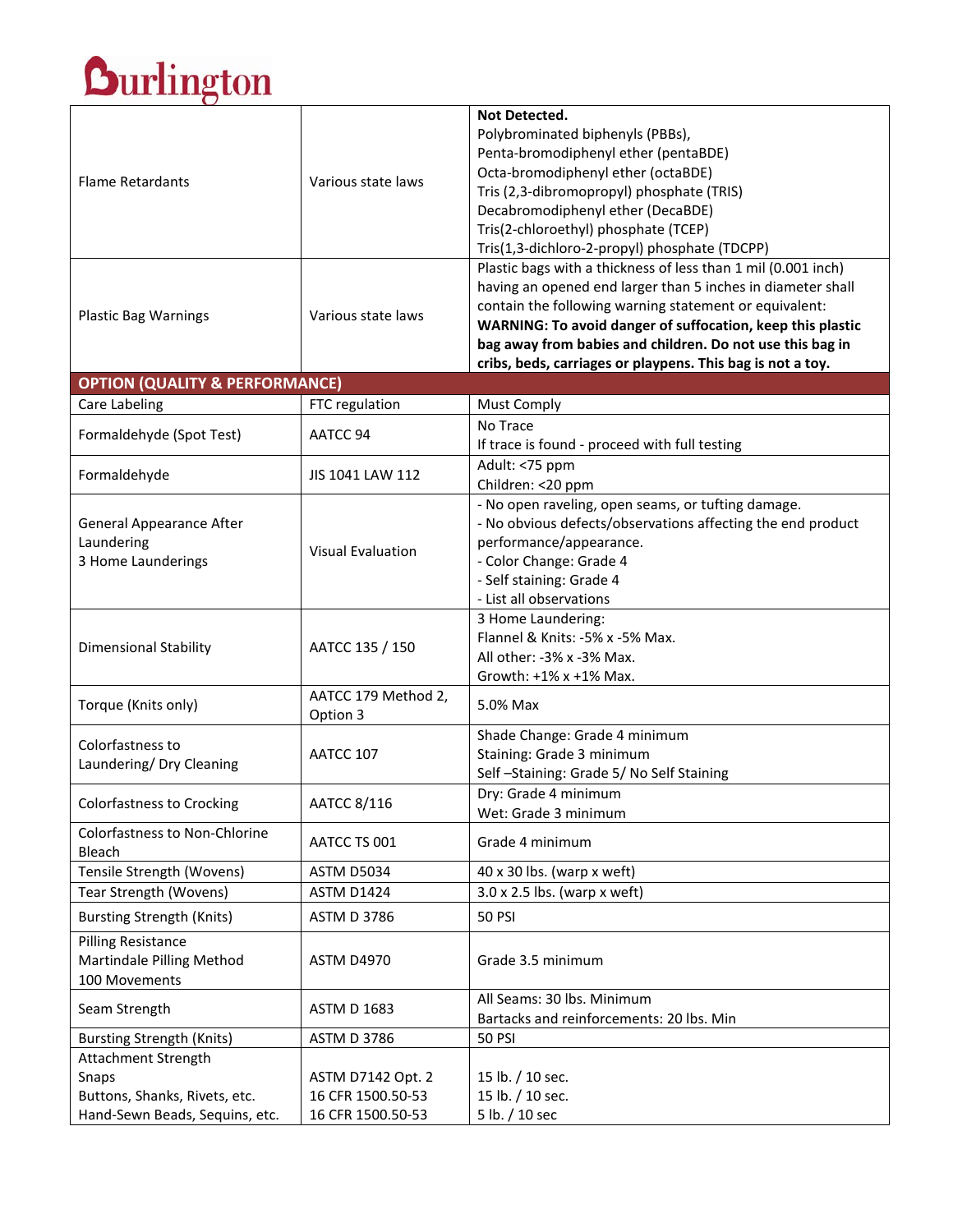| | | |
|---|---|---|
| Flame Retardants | Various state laws | **Not Detected.**<br>Polybrominated biphenyls (PBBs),<br>Penta-bromodiphenyl ether (pentaBDE)<br>Octa-bromodiphenyl ether (octaBDE)<br>Tris (2,3-dibromopropyl) phosphate (TRIS)<br>Decabromodiphenyl ether (DecaBDE)<br>Tris(2-chloroethyl) phosphate (TCEP)<br>Tris(1,3-dichloro-2-propyl) phosphate (TDCPP) |
| Plastic Bag Warnings | Various state laws | Plastic bags with a thickness of less than 1 mil (0.001 inch) having an opened end larger than 5 inches in diameter shall contain the following warning statement or equivalent:<br>**WARNING: To avoid danger of suffocation, keep this plastic bag away from babies and children. Do not use this bag in cribs, beds, carriages or playpens. This bag is not a toy.** |
| **OPTION (QUALITY & PERFORMANCE)** | | |
| Care Labeling | FTC regulation | Must Comply |
| Formaldehyde (Spot Test) | AATCC 94 | No Trace<br>If trace is found - proceed with full testing |
| Formaldehyde | JIS 1041 LAW 112 | Adult: <75 ppm<br>Children: <20 ppm |
| General Appearance After Laundering<br>3 Home Launderings | Visual Evaluation | - No open raveling, open seams, or tufting damage.<br>- No obvious defects/observations affecting the end product performance/appearance.<br>- Color Change: Grade 4<br>- Self staining: Grade 4<br>- List all observations |
| Dimensional Stability | AATCC 135 / 150 | 3 Home Laundering:<br>Flannel & Knits: -5% x -5% Max.<br>All other: -3% x -3% Max.<br>Growth: +1% x +1% Max. |
| Torque (Knits only) | AATCC 179 Method 2, Option 3 | 5.0% Max |
| Colorfastness to Laundering/ Dry Cleaning | AATCC 107 | Shade Change: Grade 4 minimum<br>Staining: Grade 3 minimum<br>Self –Staining: Grade 5/ No Self Staining |
| Colorfastness to Crocking | AATCC 8/116 | Dry: Grade 4 minimum<br>Wet: Grade 3 minimum |
| Colorfastness to Non-Chlorine Bleach | AATCC TS 001 | Grade 4 minimum |
| Tensile Strength (Wovens) | ASTM D5034 | 40 x 30 lbs. (warp x weft) |
| Tear Strength (Wovens) | ASTM D1424 | 3.0 x 2.5 lbs. (warp x weft) |
| Bursting Strength (Knits) | ASTM D 3786 | 50 PSI |
| Pilling Resistance<br>Martindale Pilling Method<br>100 Movements | ASTM D4970 | Grade 3.5 minimum |
| Seam Strength | ASTM D 1683 | All Seams: 30 lbs. Minimum<br>Bartacks and reinforcements: 20 lbs. Min |
| Bursting Strength (Knits) | ASTM D 3786 | 50 PSI |
| Attachment Strength<br>Snaps<br>Buttons, Shanks, Rivets, etc.<br>Hand-Sewn Beads, Sequins, etc. | <br>ASTM D7142 Opt. 2<br>16 CFR 1500.50-53<br>16 CFR 1500.50-53 | <br>15 lb. / 10 sec.<br>15 lb. / 10 sec.<br>5 lb. / 10 sec |